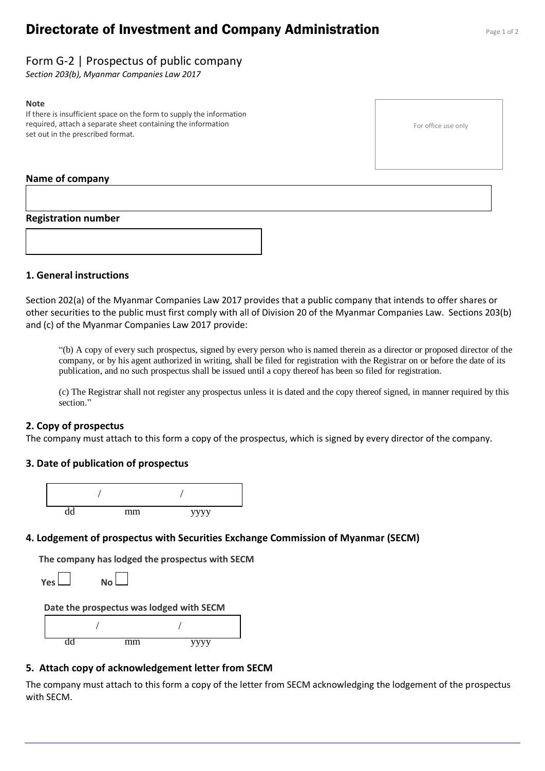# Directorate of Investment and Company Administration

## Form G-2 | Prospectus of public company

*Section 203(b), Myanmar Companies Law 2017*

**Note**

If there is insufficient space on the form to supply the information required, attach a separate sheet containing the information set out in the prescribed format.

For office use only

**Name of company**

**Registration number**

### 1. General instructions

Section 202(a) of the Myanmar Companies Law 2017 provides that a public company that intends to offer shares or other securities to the public must first comply with all of Division 20 of the Myanmar Companies Law. Sections 203(b) and (c) of the Myanmar Companies Law 2017 provide:

> "(b) A copy of every such prospectus, signed by every person who is named therein as a director or proposed director of the company, or by his agent authorized in writing, shall be filed for registration with the Registrar on or before the date of its publication, and no such prospectus shall be issued until a copy thereof has been so filed for registration.
>
> (c) The Registrar shall not register any prospectus unless it is dated and the copy thereof signed, in manner required by this section."

### 2. Copy of prospectus

The company must attach to this form a copy of the prospectus, which is signed by every director of the company.

### 3. Date of publication of prospectus

/ /

dd mm yyyy

### 4. Lodgement of prospectus with Securities Exchange Commission of Myanmar (SECM)

**The company has lodged the prospectus with SECM**

**Yes** ☐ **No** ☐

**Date the prospectus was lodged with SECM**

/ /

dd mm yyyy

### 5. Attach copy of acknowledgement letter from SECM

The company must attach to this form a copy of the letter from SECM acknowledging the lodgement of the prospectus with SECM.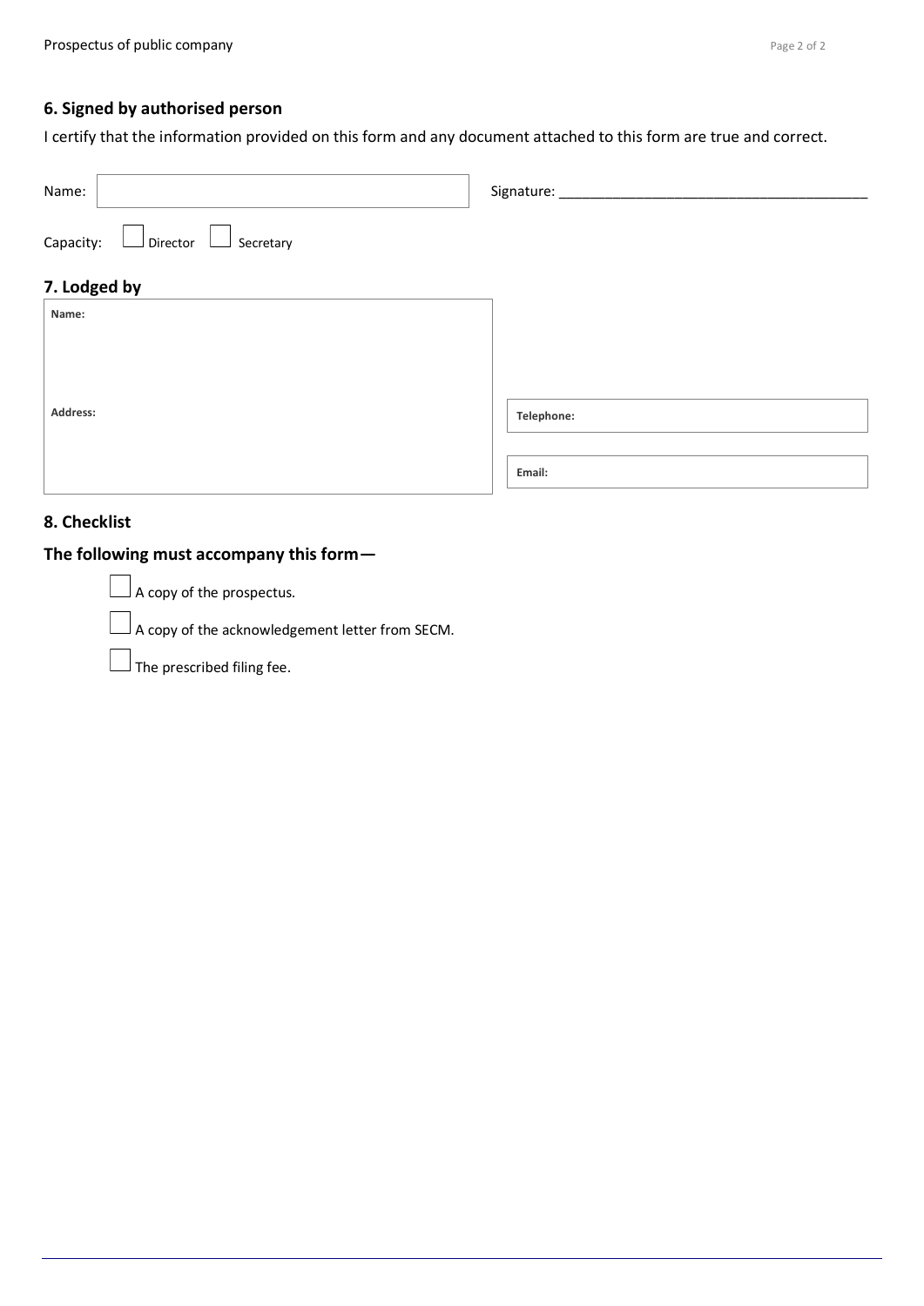## 6. Signed by authorised person

I certify that the information provided on this form and any document attached to this form are true and correct.

Name: 

Signature: ______________________________________

Capacity: ☐ Director ☐ Secretary

## 7. Lodged by

**Name:**

**Address:**

**Telephone:**

**Email:**

## 8. Checklist

### The following must accompany this form—

- ☐ A copy of the prospectus.
- ☐ A copy of the acknowledgement letter from SECM.
- ☐ The prescribed filing fee.